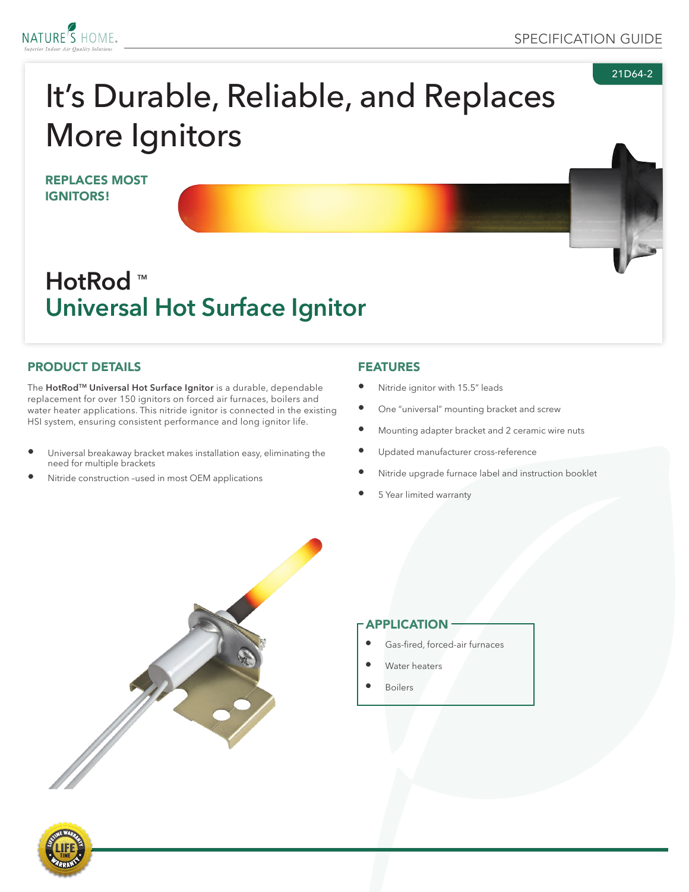SPECIFICATION GUIDE

21D64-2

# It's Durable, Reliable, and Replaces More Ignitors

**REPLACES MOST IGNITORS!**

## HotRod ™
## Universal Hot Surface Ignitor

## PRODUCT DETAILS

The **HotRod™ Universal Hot Surface Ignitor** is a durable, dependable replacement for over 150 ignitors on forced air furnaces, boilers and water heater applications. This nitride ignitor is connected in the existing HSI system, ensuring consistent performance and long ignitor life.

- Universal breakaway bracket makes installation easy, eliminating the need for multiple brackets
- Nitride construction –used in most OEM applications

## FEATURES

- Nitride ignitor with 15.5" leads
- One "universal" mounting bracket and screw
- Mounting adapter bracket and 2 ceramic wire nuts
- Updated manufacturer cross-reference
- Nitride upgrade furnace label and instruction booklet
- 5 Year limited warranty

## APPLICATION

- Gas-fired, forced-air furnaces
- Water heaters
- Boilers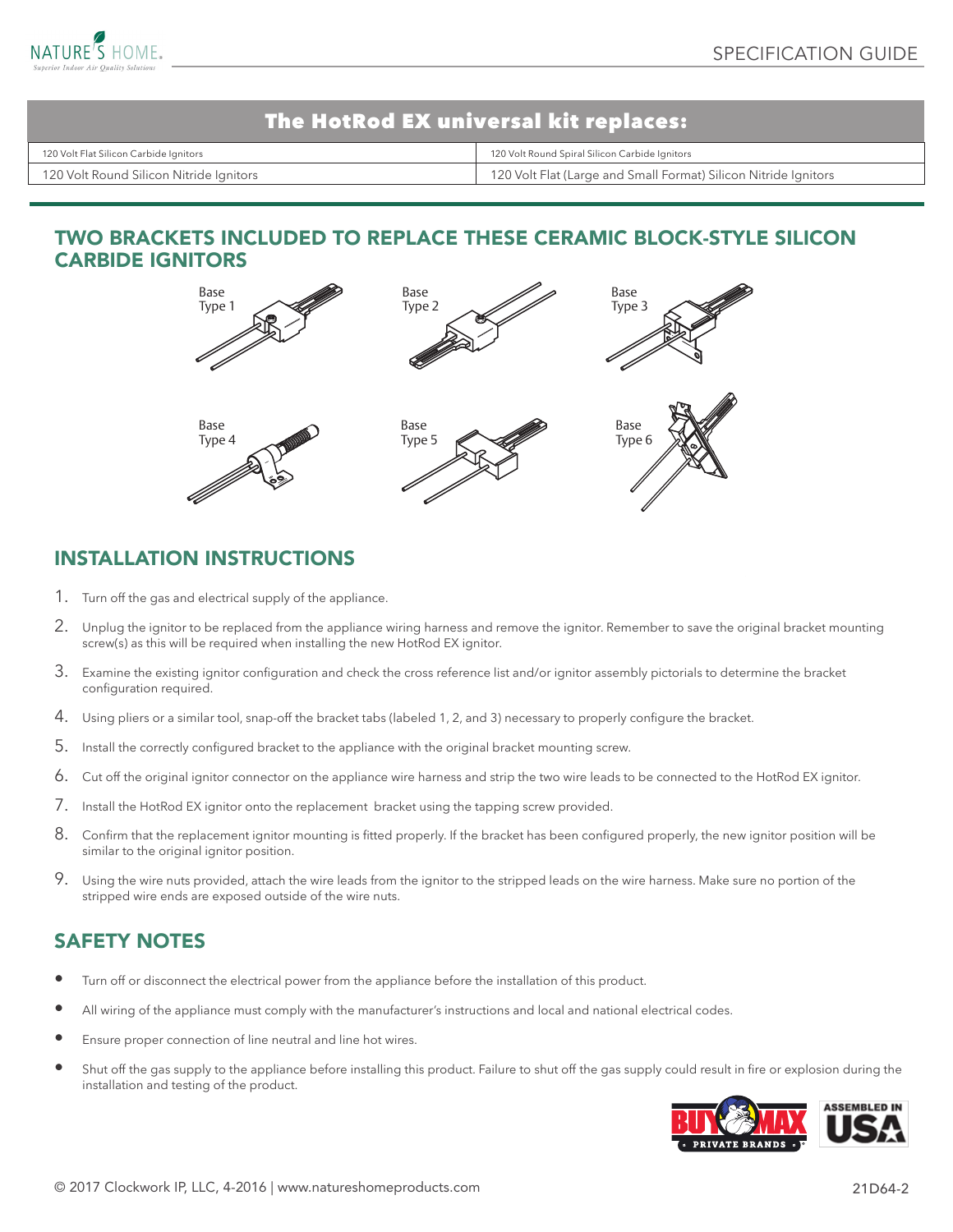## The HotRod EX universal kit replaces:

| | |
|---|---|
| 120 Volt Flat Silicon Carbide Ignitors | 120 Volt Round Spiral Silicon Carbide Ignitors |
| 120 Volt Round Silicon Nitride Ignitors | 120 Volt Flat (Large and Small Format) Silicon Nitride Ignitors |

## TWO BRACKETS INCLUDED TO REPLACE THESE CERAMIC BLOCK-STYLE SILICON CARBIDE IGNITORS

Base Type 1

Base Type 2

Base Type 3

Base Type 4

Base Type 5

Base Type 6

## INSTALLATION INSTRUCTIONS

1. Turn off the gas and electrical supply of the appliance.
2. Unplug the ignitor to be replaced from the appliance wiring harness and remove the ignitor. Remember to save the original bracket mounting screw(s) as this will be required when installing the new HotRod EX ignitor.
3. Examine the existing ignitor configuration and check the cross reference list and/or ignitor assembly pictorials to determine the bracket configuration required.
4. Using pliers or a similar tool, snap-off the bracket tabs (labeled 1, 2, and 3) necessary to properly configure the bracket.
5. Install the correctly configured bracket to the appliance with the original bracket mounting screw.
6. Cut off the original ignitor connector on the appliance wire harness and strip the two wire leads to be connected to the HotRod EX ignitor.
7. Install the HotRod EX ignitor onto the replacement bracket using the tapping screw provided.
8. Confirm that the replacement ignitor mounting is fitted properly. If the bracket has been configured properly, the new ignitor position will be similar to the original ignitor position.
9. Using the wire nuts provided, attach the wire leads from the ignitor to the stripped leads on the wire harness. Make sure no portion of the stripped wire ends are exposed outside of the wire nuts.

## SAFETY NOTES

- Turn off or disconnect the electrical power from the appliance before the installation of this product.
- All wiring of the appliance must comply with the manufacturer's instructions and local and national electrical codes.
- Ensure proper connection of line neutral and line hot wires.
- Shut off the gas supply to the appliance before installing this product. Failure to shut off the gas supply could result in fire or explosion during the installation and testing of the product.

© 2017 Clockwork IP, LLC, 4-2016 | www.natureshomeproducts.com

21D64-2